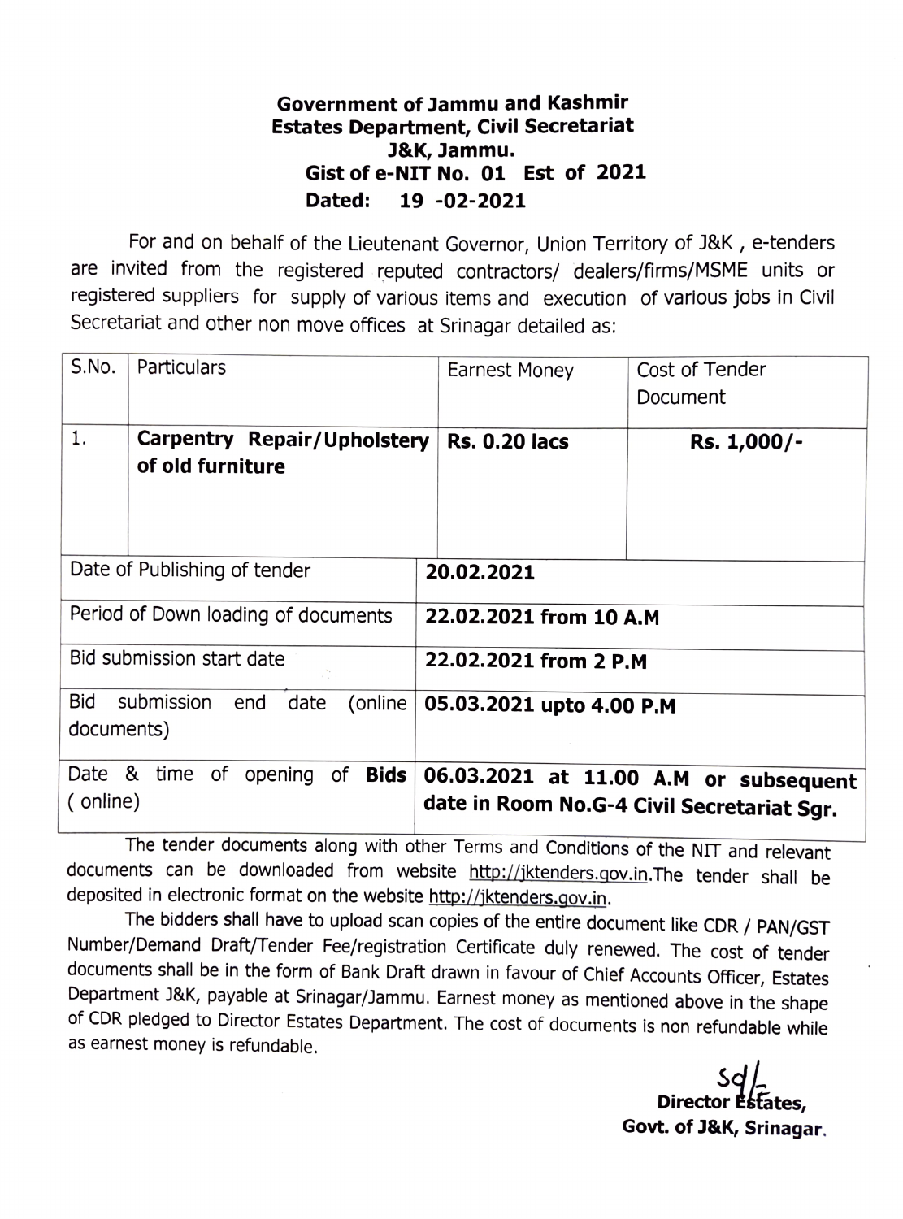**Government of Jammu and Kashmir**
**Estates Department, Civil Secretariat**
**J&K, Jammu.**
**Gist of e-NIT No. 01 Est of 2021**
**Dated: 19 -02-2021**

For and on behalf of the Lieutenant Governor, Union Territory of J&K , e-tenders are invited from the registered reputed contractors/ dealers/firms/MSME units or registered suppliers for supply of various items and execution of various jobs in Civil Secretariat and other non move offices at Srinagar detailed as:

| S.No. | Particulars | Earnest Money | Cost of Tender Document |
|---|---|---|---|
| 1. | **Carpentry Repair/Upholstery of old furniture** | **Rs. 0.20 lacs** | **Rs. 1,000/-** |

| | |
|---|---|
| Date of Publishing of tender | **20.02.2021** |
| Period of Down loading of documents | **22.02.2021 from 10 A.M** |
| Bid submission start date | **22.02.2021 from 2 P.M** |
| Bid submission end date (online documents) | **05.03.2021 upto 4.00 P.M** |
| Date & time of opening of **Bids** ( online) | **06.03.2021 at 11.00 A.M or subsequent date in Room No.G-4 Civil Secretariat Sgr.** |

The tender documents along with other Terms and Conditions of the NIT and relevant documents can be downloaded from website http://jktenders.gov.in.The tender shall be deposited in electronic format on the website http://jktenders.gov.in.

The bidders shall have to upload scan copies of the entire document like CDR / PAN/GST Number/Demand Draft/Tender Fee/registration Certificate duly renewed. The cost of tender documents shall be in the form of Bank Draft drawn in favour of Chief Accounts Officer, Estates Department J&K, payable at Srinagar/Jammu. Earnest money as mentioned above in the shape of CDR pledged to Director Estates Department. The cost of documents is non refundable while as earnest money is refundable.

Sd/-
**Director Estates,**
**Govt. of J&K, Srinagar.**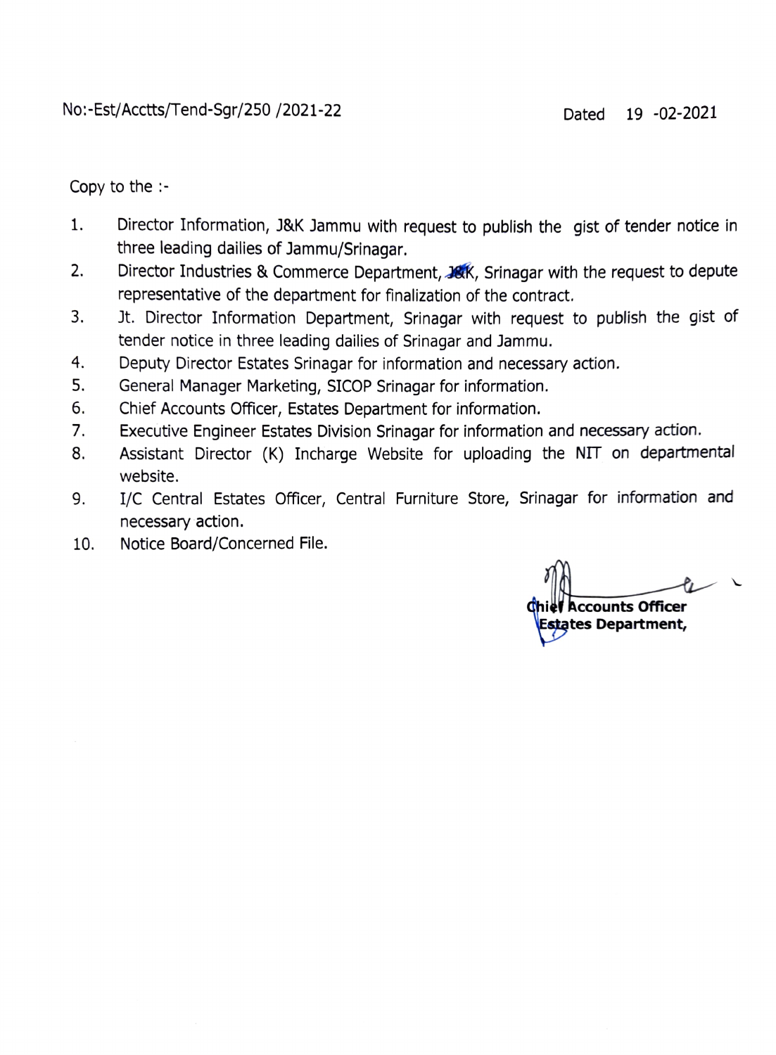No:-Est/Acctts/Tend-Sgr/250 /2021-22 Dated 19 -02-2021

Copy to the :-

1. Director Information, J&K Jammu with request to publish the gist of tender notice in three leading dailies of Jammu/Srinagar.
2. Director Industries & Commerce Department, J&K, Srinagar with the request to depute representative of the department for finalization of the contract.
3. Jt. Director Information Department, Srinagar with request to publish the gist of tender notice in three leading dailies of Srinagar and Jammu.
4. Deputy Director Estates Srinagar for information and necessary action.
5. General Manager Marketing, SICOP Srinagar for information.
6. Chief Accounts Officer, Estates Department for information.
7. Executive Engineer Estates Division Srinagar for information and necessary action.
8. Assistant Director (K) Incharge Website for uploading the NIT on departmental website.
9. I/C Central Estates Officer, Central Furniture Store, Srinagar for information and necessary action.
10. Notice Board/Concerned File.

**Chief Accounts Officer**
**Estates Department,**